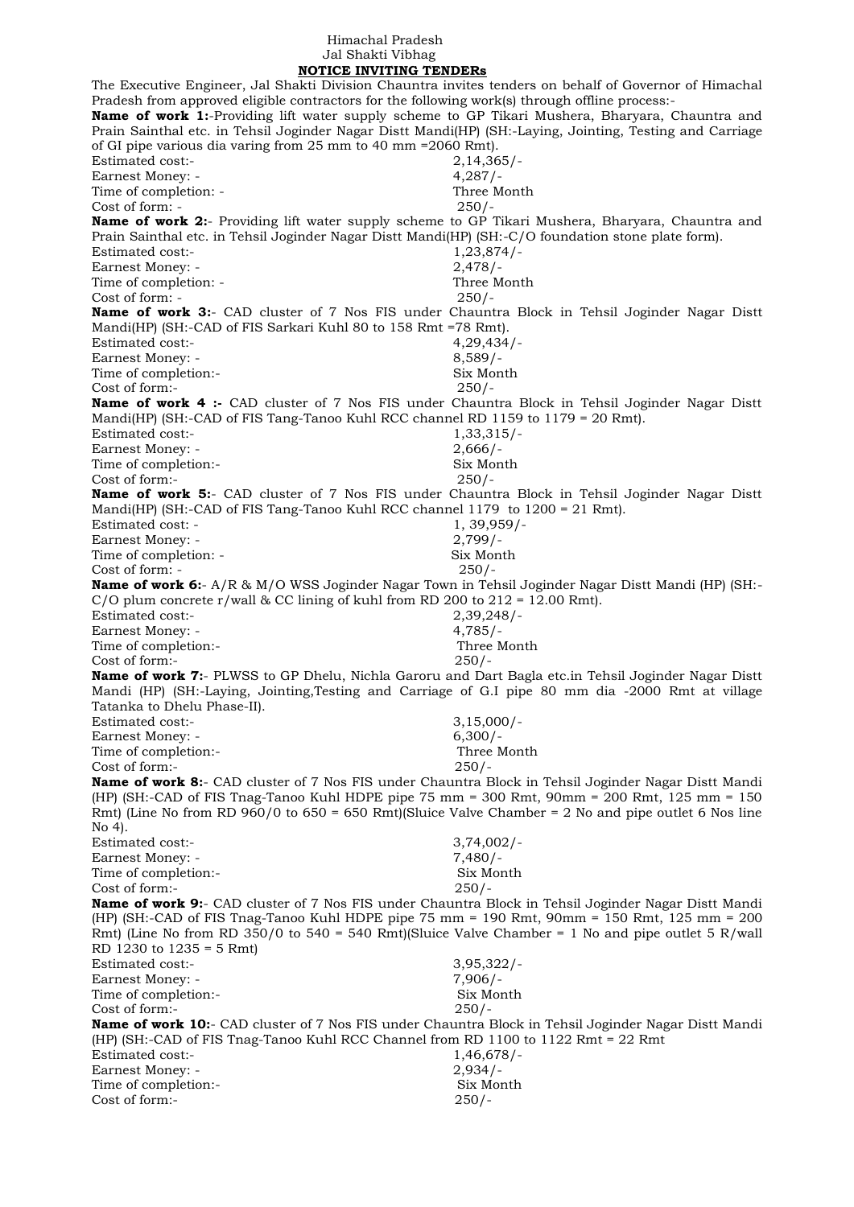Himachal Pradesh
Jal Shakti Vibhag

**NOTICE INVITING TENDERs**

The Executive Engineer, Jal Shakti Division Chauntra invites tenders on behalf of Governor of Himachal Pradesh from approved eligible contractors for the following work(s) through offline process:-

**Name of work 1:**-Providing lift water supply scheme to GP Tikari Mushera, Bharyara, Chauntra and Prain Sainthal etc. in Tehsil Joginder Nagar Distt Mandi(HP) (SH:-Laying, Jointing, Testing and Carriage of GI pipe various dia varing from 25 mm to 40 mm =2060 Rmt).

Estimated cost:- 2,14,365/-
Earnest Money: - 4,287/-
Time of completion: - Three Month
Cost of form: - 250/-

**Name of work 2:**- Providing lift water supply scheme to GP Tikari Mushera, Bharyara, Chauntra and Prain Sainthal etc. in Tehsil Joginder Nagar Distt Mandi(HP) (SH:-C/O foundation stone plate form).

Estimated cost:- 1,23,874/-
Earnest Money: - 2,478/-
Time of completion: - Three Month
Cost of form: - 250/-

**Name of work 3:**- CAD cluster of 7 Nos FIS under Chauntra Block in Tehsil Joginder Nagar Distt Mandi(HP) (SH:-CAD of FIS Sarkari Kuhl 80 to 158 Rmt =78 Rmt).

Estimated cost:- 4,29,434/-
Earnest Money: - 8,589/-
Time of completion:- Six Month
Cost of form:- 250/-

**Name of work 4 :-** CAD cluster of 7 Nos FIS under Chauntra Block in Tehsil Joginder Nagar Distt Mandi(HP) (SH:-CAD of FIS Tang-Tanoo Kuhl RCC channel RD 1159 to 1179 = 20 Rmt).

Estimated cost:- 1,33,315/-
Earnest Money: - 2,666/-
Time of completion:- Six Month
Cost of form:- 250/-

**Name of work 5:**- CAD cluster of 7 Nos FIS under Chauntra Block in Tehsil Joginder Nagar Distt Mandi(HP) (SH:-CAD of FIS Tang-Tanoo Kuhl RCC channel 1179 to 1200 = 21 Rmt).

Estimated cost: - 1, 39,959/-
Earnest Money: - 2,799/-
Time of completion: - Six Month
Cost of form: - 250/-

**Name of work 6:**- A/R & M/O WSS Joginder Nagar Town in Tehsil Joginder Nagar Distt Mandi (HP) (SH:-C/O plum concrete r/wall & CC lining of kuhl from RD 200 to 212 = 12.00 Rmt).

Estimated cost:- 2,39,248/-
Earnest Money: - 4,785/-
Time of completion:- Three Month
Cost of form:- 250/-

**Name of work 7:**- PLWSS to GP Dhelu, Nichla Garoru and Dart Bagla etc.in Tehsil Joginder Nagar Distt Mandi (HP) (SH:-Laying, Jointing,Testing and Carriage of G.I pipe 80 mm dia -2000 Rmt at village Tatanka to Dhelu Phase-II).

Estimated cost:- 3,15,000/-
Earnest Money: - 6,300/-
Time of completion:- Three Month
Cost of form:- 250/-

**Name of work 8:**- CAD cluster of 7 Nos FIS under Chauntra Block in Tehsil Joginder Nagar Distt Mandi (HP) (SH:-CAD of FIS Tnag-Tanoo Kuhl HDPE pipe 75 mm = 300 Rmt, 90mm = 200 Rmt, 125 mm = 150 Rmt) (Line No from RD 960/0 to 650 = 650 Rmt)(Sluice Valve Chamber = 2 No and pipe outlet 6 Nos line No 4).

Estimated cost:- 3,74,002/-
Earnest Money: - 7,480/-
Time of completion:- Six Month
Cost of form:- 250/-

**Name of work 9:**- CAD cluster of 7 Nos FIS under Chauntra Block in Tehsil Joginder Nagar Distt Mandi (HP) (SH:-CAD of FIS Tnag-Tanoo Kuhl HDPE pipe 75 mm = 190 Rmt, 90mm = 150 Rmt, 125 mm = 200 Rmt) (Line No from RD 350/0 to 540 = 540 Rmt)(Sluice Valve Chamber = 1 No and pipe outlet 5 R/wall RD 1230 to 1235 = 5 Rmt)

Estimated cost:- 3,95,322/-
Earnest Money: - 7,906/-
Time of completion:- Six Month
Cost of form:- 250/-

**Name of work 10:**- CAD cluster of 7 Nos FIS under Chauntra Block in Tehsil Joginder Nagar Distt Mandi (HP) (SH:-CAD of FIS Tnag-Tanoo Kuhl RCC Channel from RD 1100 to 1122 Rmt = 22 Rmt

Estimated cost:- 1,46,678/-
Earnest Money: - 2,934/-
Time of completion:- Six Month
Cost of form:- 250/-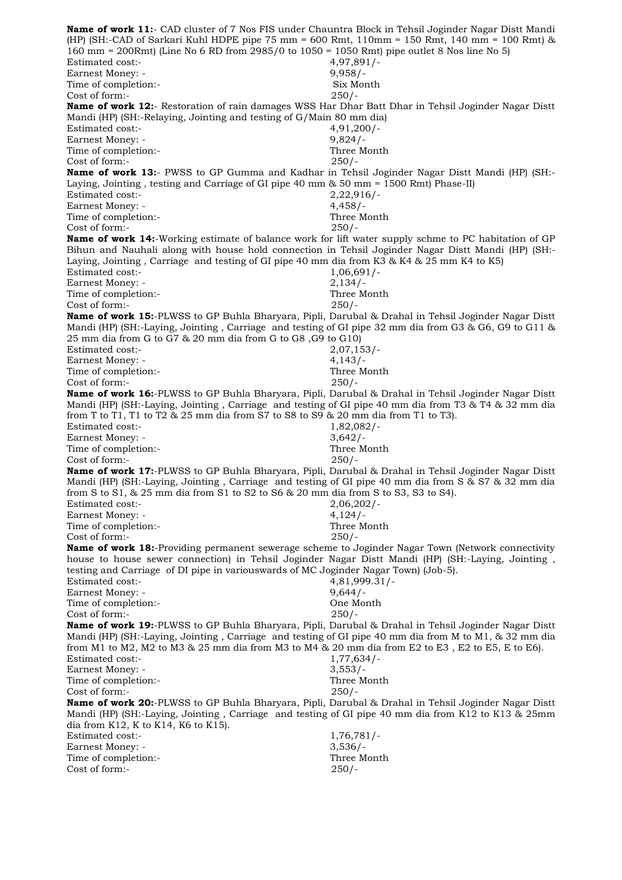**Name of work 11:**- CAD cluster of 7 Nos FIS under Chauntra Block in Tehsil Joginder Nagar Distt Mandi (HP) (SH:-CAD of Sarkari Kuhl HDPE pipe 75 mm = 600 Rmt, 110mm = 150 Rmt, 140 mm = 100 Rmt) & 160 mm = 200Rmt) (Line No 6 RD from 2985/0 to 1050 = 1050 Rmt) pipe outlet 8 Nos line No 5)

Estimated cost:- 4,97,891/-
Earnest Money: - 9,958/-
Time of completion:- Six Month
Cost of form:- 250/-

**Name of work 12:**- Restoration of rain damages WSS Har Dhar Batt Dhar in Tehsil Joginder Nagar Distt Mandi (HP) (SH:-Relaying, Jointing and testing of G/Main 80 mm dia)

Estimated cost:- 4,91,200/-
Earnest Money: - 9,824/-
Time of completion:- Three Month
Cost of form:- 250/-

**Name of work 13:**- PWSS to GP Gumma and Kadhar in Tehsil Joginder Nagar Distt Mandi (HP) (SH:-Laying, Jointing , testing and Carriage of GI pipe 40 mm & 50 mm = 1500 Rmt) Phase-II)

Estimated cost:- 2,22,916/-
Earnest Money: - 4,458/-
Time of completion:- Three Month
Cost of form:- 250/-

**Name of work 14:**-Working estimate of balance work for lift water supply schme to PC habitation of GP Bihun and Nauhali along with house hold connection in Tehsil Joginder Nagar Distt Mandi (HP) (SH:-Laying, Jointing , Carriage and testing of GI pipe 40 mm dia from K3 & K4 & 25 mm K4 to K5)

Estimated cost:- 1,06,691/-
Earnest Money: - 2,134/-
Time of completion:- Three Month
Cost of form:- 250/-

**Name of work 15:**-PLWSS to GP Buhla Bharyara, Pipli, Darubal & Drahal in Tehsil Joginder Nagar Distt Mandi (HP) (SH:-Laying, Jointing , Carriage and testing of GI pipe 32 mm dia from G3 & G6, G9 to G11 & 25 mm dia from G to G7 & 20 mm dia from G to G8 ,G9 to G10)

Estimated cost:- 2,07,153/-
Earnest Money: - 4,143/-
Time of completion:- Three Month
Cost of form:- 250/-

**Name of work 16:**-PLWSS to GP Buhla Bharyara, Pipli, Darubal & Drahal in Tehsil Joginder Nagar Distt Mandi (HP) (SH:-Laying, Jointing , Carriage and testing of GI pipe 40 mm dia from T3 & T4 & 32 mm dia from T to T1, T1 to T2 & 25 mm dia from S7 to S8 to S9 & 20 mm dia from T1 to T3).

Estimated cost:- 1,82,082/-
Earnest Money: - 3,642/-
Time of completion:- Three Month
Cost of form:- 250/-

**Name of work 17:**-PLWSS to GP Buhla Bharyara, Pipli, Darubal & Drahal in Tehsil Joginder Nagar Distt Mandi (HP) (SH:-Laying, Jointing , Carriage and testing of GI pipe 40 mm dia from S & S7 & 32 mm dia from S to S1, & 25 mm dia from S1 to S2 to S6 & 20 mm dia from S to S3, S3 to S4).

Estimated cost:- 2,06,202/-
Earnest Money: - 4,124/-
Time of completion:- Three Month
Cost of form:- 250/-

**Name of work 18:**-Providing permanent sewerage scheme to Joginder Nagar Town (Network connectivity house to house sewer connection) in Tehsil Joginder Nagar Distt Mandi (HP) (SH:-Laying, Jointing , testing and Carriage of DI pipe in variouswards of MC Joginder Nagar Town) (Job-5).

Estimated cost:- 4,81,999.31/-
Earnest Money: - 9,644/-
Time of completion:- One Month
Cost of form:- 250/-

**Name of work 19:**-PLWSS to GP Buhla Bharyara, Pipli, Darubal & Drahal in Tehsil Joginder Nagar Distt Mandi (HP) (SH:-Laying, Jointing , Carriage and testing of GI pipe 40 mm dia from M to M1, & 32 mm dia from M1 to M2, M2 to M3 & 25 mm dia from M3 to M4 & 20 mm dia from E2 to E3 , E2 to E5, E to E6).

Estimated cost:- 1,77,634/-
Earnest Money: - 3,553/-
Time of completion:- Three Month
Cost of form:- 250/-

**Name of work 20:**-PLWSS to GP Buhla Bharyara, Pipli, Darubal & Drahal in Tehsil Joginder Nagar Distt Mandi (HP) (SH:-Laying, Jointing , Carriage and testing of GI pipe 40 mm dia from K12 to K13 & 25mm dia from K12, K to K14, K6 to K15).

Estimated cost:- 1,76,781/-
Earnest Money: - 3,536/-
Time of completion:- Three Month
Cost of form:- 250/-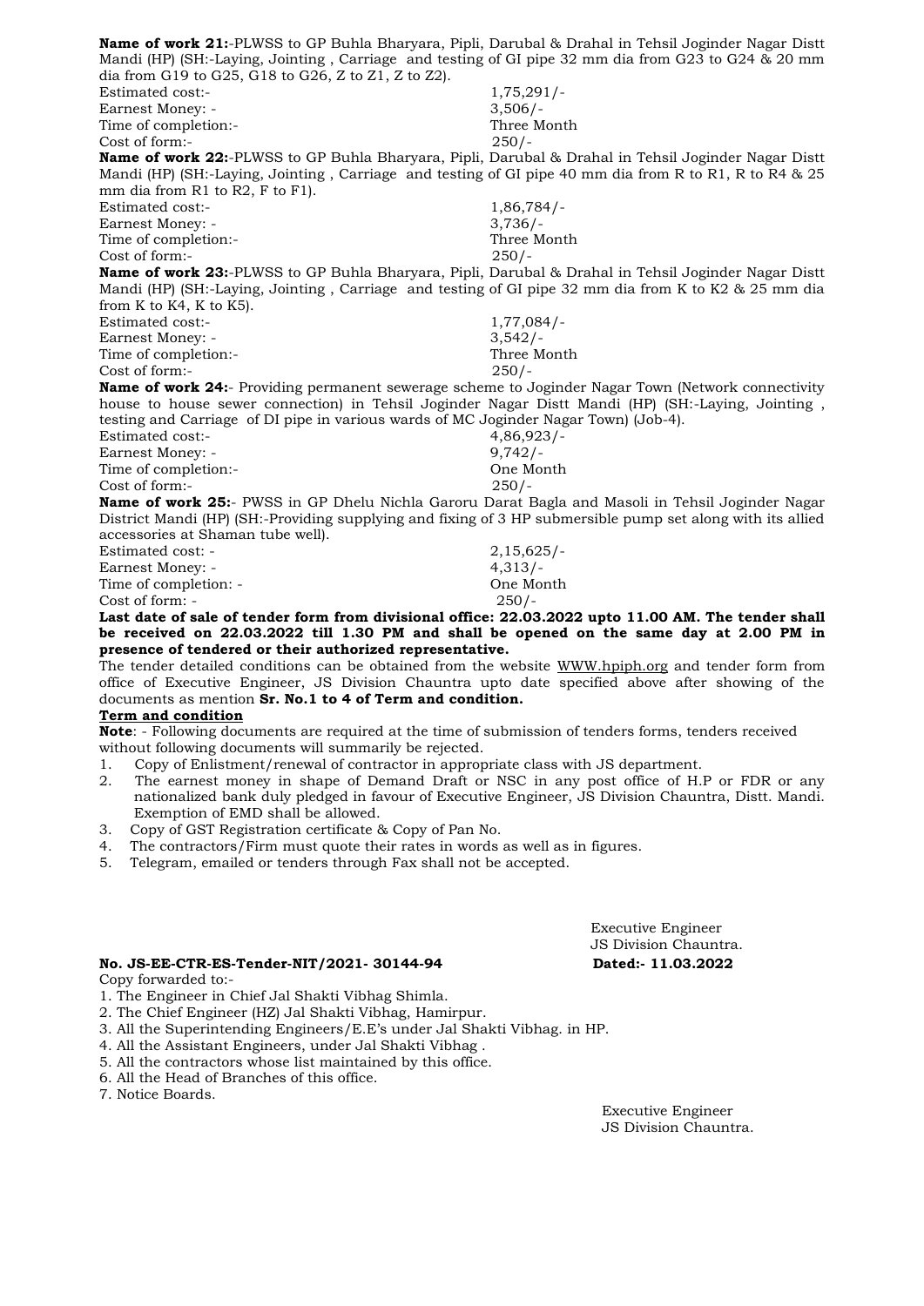**Name of work 21:**-PLWSS to GP Buhla Bharyara, Pipli, Darubal & Drahal in Tehsil Joginder Nagar Distt Mandi (HP) (SH:-Laying, Jointing , Carriage and testing of GI pipe 32 mm dia from G23 to G24 & 20 mm dia from G19 to G25, G18 to G26, Z to Z1, Z to Z2).

| | |
|---|---|
| Estimated cost:- | 1,75,291/- |
| Earnest Money: - | 3,506/- |
| Time of completion:- | Three Month |
| Cost of form:- | 250/- |

**Name of work 22:**-PLWSS to GP Buhla Bharyara, Pipli, Darubal & Drahal in Tehsil Joginder Nagar Distt Mandi (HP) (SH:-Laying, Jointing , Carriage and testing of GI pipe 40 mm dia from R to R1, R to R4 & 25 mm dia from R1 to R2, F to F1).

| | |
|---|---|
| Estimated cost:- | 1,86,784/- |
| Earnest Money: - | 3,736/- |
| Time of completion:- | Three Month |
| Cost of form:- | 250/- |

**Name of work 23:**-PLWSS to GP Buhla Bharyara, Pipli, Darubal & Drahal in Tehsil Joginder Nagar Distt Mandi (HP) (SH:-Laying, Jointing , Carriage and testing of GI pipe 32 mm dia from K to K2 & 25 mm dia from K to K4, K to K5).

| | |
|---|---|
| Estimated cost:- | 1,77,084/- |
| Earnest Money: - | 3,542/- |
| Time of completion:- | Three Month |
| Cost of form:- | 250/- |

**Name of work 24:**- Providing permanent sewerage scheme to Joginder Nagar Town (Network connectivity house to house sewer connection) in Tehsil Joginder Nagar Distt Mandi (HP) (SH:-Laying, Jointing , testing and Carriage of DI pipe in various wards of MC Joginder Nagar Town) (Job-4).

| | |
|---|---|
| Estimated cost:- | 4,86,923/- |
| Earnest Money: - | 9,742/- |
| Time of completion:- | One Month |
| Cost of form:- | 250/- |

**Name of work 25:**- PWSS in GP Dhelu Nichla Garoru Darat Bagla and Masoli in Tehsil Joginder Nagar District Mandi (HP) (SH:-Providing supplying and fixing of 3 HP submersible pump set along with its allied accessories at Shaman tube well).

| | |
|---|---|
| Estimated cost: - | 2,15,625/- |
| Earnest Money: - | 4,313/- |
| Time of completion: - | One Month |
| Cost of form: - | 250/- |

**Last date of sale of tender form from divisional office: 22.03.2022 upto 11.00 AM. The tender shall be received on 22.03.2022 till 1.30 PM and shall be opened on the same day at 2.00 PM in presence of tendered or their authorized representative.**

The tender detailed conditions can be obtained from the website WWW.hpiph.org and tender form from office of Executive Engineer, JS Division Chauntra upto date specified above after showing of the documents as mention **Sr. No.1 to 4 of Term and condition.**

**Term and condition**

**Note**: - Following documents are required at the time of submission of tenders forms, tenders received without following documents will summarily be rejected.

1. Copy of Enlistment/renewal of contractor in appropriate class with JS department.
2. The earnest money in shape of Demand Draft or NSC in any post office of H.P or FDR or any nationalized bank duly pledged in favour of Executive Engineer, JS Division Chauntra, Distt. Mandi. Exemption of EMD shall be allowed.
3. Copy of GST Registration certificate & Copy of Pan No.
4. The contractors/Firm must quote their rates in words as well as in figures.
5. Telegram, emailed or tenders through Fax shall not be accepted.

Executive Engineer
JS Division Chauntra.

**No. JS-EE-CTR-ES-Tender-NIT/2021- 30144-94** **Dated:- 11.03.2022**

Copy forwarded to:-

1. The Engineer in Chief Jal Shakti Vibhag Shimla.
2. The Chief Engineer (HZ) Jal Shakti Vibhag, Hamirpur.
3. All the Superintending Engineers/E.E's under Jal Shakti Vibhag. in HP.
4. All the Assistant Engineers, under Jal Shakti Vibhag .
5. All the contractors whose list maintained by this office.
6. All the Head of Branches of this office.
7. Notice Boards.

Executive Engineer
JS Division Chauntra.